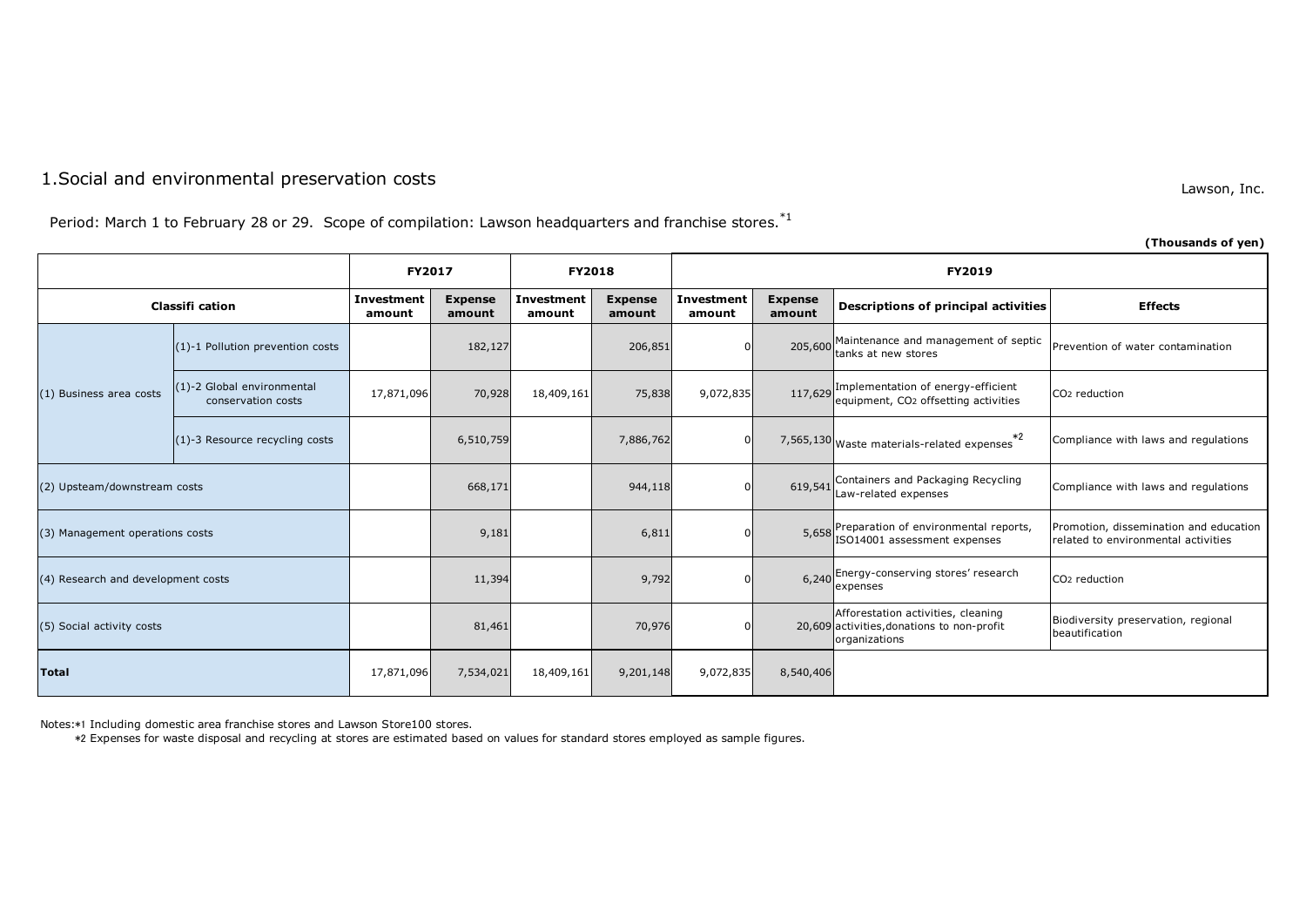# 1.Social and environmental preservation costs

Lawson, Inc.

Period: March 1 to February 28 or 29. Scope of compilation: Lawson headquarters and franchise stores.[*1]

**(Thousands of yen)**

| Classifi cation | | FY2017 | | FY2018 | | FY2019 | | | |
|---|---|---|---|---|---|---|---|---|---|
| | | Investment amount | Expense amount | Investment amount | Expense amount | Investment amount | Expense amount | Descriptions of principal activities | Effects |
| (1) Business area costs | (1)-1 Pollution prevention costs | | 182,127 | | 206,851 | 0 | 205,600 | Maintenance and management of septic tanks at new stores | Prevention of water contamination |
| | (1)-2 Global environmental conservation costs | 17,871,096 | 70,928 | 18,409,161 | 75,838 | 9,072,835 | 117,629 | Implementation of energy-efficient equipment, $CO_2$ offsetting activities | $CO_2$ reduction |
| | (1)-3 Resource recycling costs | | 6,510,759 | | 7,886,762 | 0 | 7,565,130 | Waste materials-related expenses[*2] | Compliance with laws and regulations |
| (2) Upsteam/downstream costs | | | 668,171 | | 944,118 | 0 | 619,541 | Containers and Packaging Recycling Law-related expenses | Compliance with laws and regulations |
| (3) Management operations costs | | | 9,181 | | 6,811 | 0 | 5,658 | Preparation of environmental reports, ISO14001 assessment expenses | Promotion, dissemination and education related to environmental activities |
| (4) Research and development costs | | | 11,394 | | 9,792 | 0 | 6,240 | Energy-conserving stores' research expenses | $CO_2$ reduction |
| (5) Social activity costs | | | 81,461 | | 70,976 | 0 | 20,609 | Afforestation activities, cleaning activities,donations to non-profit organizations | Biodiversity preservation, regional beautification |
| **Total** | | 17,871,096 | 7,534,021 | 18,409,161 | 9,201,148 | 9,072,835 | 8,540,406 | | |

Notes:*1 Including domestic area franchise stores and Lawson Store100 stores.

*2 Expenses for waste disposal and recycling at stores are estimated based on values for standard stores employed as sample figures.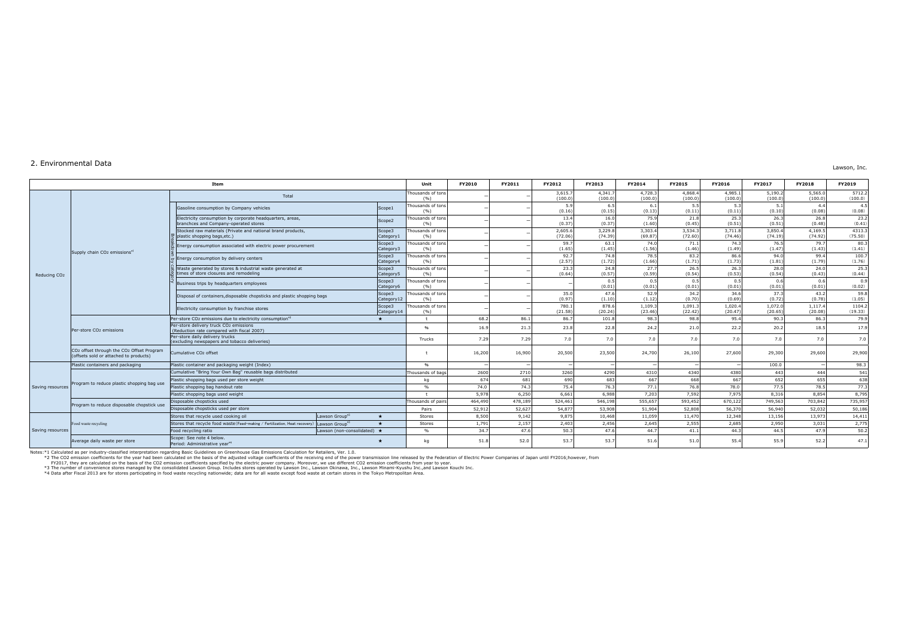## 2. Environmental Data

Lawson, Inc.

| Item | | | | | Unit | FY2010 | FY2011 | FY2012 | FY2013 | FY2014 | FY2015 | FY2016 | FY2017 | FY2018 | FY2019 |
|---|---|---|---|---|---|---|---|---|---|---|---|---|---|---|---|
| Reducing $CO_2$ | Supply chain $CO_2$ emissions[*1] | Total | | | Thousands of tons (%) | – | – | 3,615.7 (100.0) | 4,341.7 (100.0) | 4,728.3 (100.0) | 4,868.4 (100.0) | 4,985.1 (100.0) | 5,190.2 (100.0) | 5,565.0 (100.0) | 5712.2 (100.0) |
| | | Breakdown by category | Gasoline consumption by Company vehicles | Scope1 | Thousands of tons (%) | – | – | 5.9 (0.16) | 6.5 (0.15) | 6.1 (0.13) | 5.5 (0.11) | 5.3 (0.11) | 5.1 (0.10) | 4.4 (0.08) | 4.5 (0.08) |
| | | | Electricity consumption by corporate headquarters, areas, branchces and Company-operated stores | Scope2 | Thousands of tons (%) | – | – | 13.4 (0.37) | 16.0 (0.37) | 75.9 (1.60) | 21.8 (0.45) | 25.3 (0.51) | 26.3 (0.51) | 26.8 (0.48) | 23.2 (0.41) |
| | | | Stocked raw materials (Private and national brand products, plastic shopping bags,etc.) | Scope3 Category1 | Thousands of tons (%) | – | – | 2,605.6 (72.06) | 3,229.8 (74.39) | 3,303.4 (69.87) | 3,534.3 (72.60) | 3,711.8 (74.46) | 3,850.4 (74.19) | 4,169.5 (74.92) | 4313.3 (75.50) |
| | | | Energy consumption associated with electric power procurement | Scope3 Category3 | Thousands of tons (%) | – | – | 59.7 (1.65) | 63.1 (1.45) | 74.0 (1.56) | 71.1 (1.46) | 74.3 (1.49) | 76.5 (1.47) | 79.7 (1.43) | 80.3 (1.41) |
| | | | Energy consumption by delivery centers | Scope3 Category4 | Thousands of tons (%) | – | – | 92.7 (2.57) | 74.8 (1.72) | 78.5 (1.66) | 83.2 (1.71) | 86.6 (1.73) | 94.0 (1.81) | 99.4 (1.79) | 100.7 (1.76) |
| | | | Waste generated by stores & industrial waste generated at times of store closures and remodeling | Scope3 Category5 | Thousands of tons (%) | – | – | 23.3 (0.64) | 24.8 (0.57) | 27.7 (0.59) | 26.5 (0.54) | 26.3 (0.53) | 28.0 (0.54) | 24.0 (0.43) | 25.3 (0.44) |
| | | | Business trips by headquarters employees | Scope3 Category6 | Thousands of tons (%) | – | – | – | 0.5 (0.01) | 0.5 (0.01) | 0.5 (0.01) | 0.5 (0.01) | 0.6 (0.01) | 0.6 (0.01) | 0.9 (0.02) |
| | | | Disposal of containers,disposable chopsticks and plastic shopping bags | Scope3 Category12 | Thousands of tons (%) | – | – | 35.0 (0.97) | 47.6 (1.10) | 52.9 (1.12) | 34.2 (0.70) | 34.6 (0.69) | 37.3 (0.72) | 43.2 (0.78) | 59.8 (1.05) |
| | | | Electricity consumption by franchise stores | Scope3 Category14 | Thousands of tons (%) | – | – | 780.1 (21.58) | 878.6 (20.24) | 1,109.3 (23.46) | 1,091.3 (22.42) | 1,020.4 (20.47) | 1,072.0 (20.65) | 1,117.4 (20.08) | 1104.2 (19.33) |
| | Per-store $CO_2$ emissions | Per-store $CO_2$ emissions due to electricity consumption[*2] | | ★ | t | 68.2 | 86.1 | 86.7 | 101.8 | 98.3 | 98.8 | 95.4 | 90.3 | 86.3 | 79.9 |
| | | Per-store delivery truck $CO_2$ emissions (Reduction rate compared with fiscal 2007) | | | % | 16.9 | 21.3 | 23.8 | 22.8 | 24.2 | 21.0 | 22.2 | 20.2 | 18.5 | 17.9 |
| | | Per-store daily delivery trucks (excluding newspapers and tobacco deliveries) | | | Trucks | 7.29 | 7.29 | 7.0 | 7.0 | 7.0 | 7.0 | 7.0 | 7.0 | 7.0 | 7.0 |
| | $CO_2$ offset through the $CO_2$ Offset Program (offsets sold or attached to products) | Cumulative $CO_2$ offset | | | t | 16,200 | 16,900 | 20,500 | 23,500 | 24,700 | 26,100 | 27,600 | 29,300 | 29,600 | 29,900 |
| Saving resources | Plastic containers and packaging | Plastic container and packaging weight (Index) | | | % | – | – | – | – | – | – | – | 100.0 | – | 98.3 |
| | Program to reduce plastic shopping bag use | Cumulative "Bring Your Own Bag" reusable bags distributed | | | Thousands of bags | 2600 | 2710 | 3260 | 4290 | 4310 | 4340 | 4380 | 443 | 444 | 541 |
| | | Plastic shopping bags used per store weight | | | kg | 674 | 681 | 690 | 683 | 667 | 668 | 667 | 652 | 655 | 638 |
| | | Plastic shopping bag handout rate | | | % | 74.0 | 74.3 | 75.4 | 76.3 | 77.1 | 76.8 | 78.0 | 77.5 | 78.5 | 77.3 |
| | | Plastic shopping bags used weight | | | t | 5,978 | 6,250 | 6,661 | 6,988 | 7,203 | 7,592 | 7,975 | 8,316 | 8,854 | 8,795 |
| | Program to reduce disposable chopstick use | Disposable chopsticks used | | | Thousands of pairs | 464,490 | 478,189 | 524,461 | 546,198 | 555,657 | 593,452 | 670,122 | 749,563 | 703,842 | 735,957 |
| | | Disposable chopsticks used per store | | | Pairs | 52,912 | 52,627 | 54,877 | 53,908 | 51,904 | 52,808 | 56,370 | 56,940 | 52,032 | 50,186 |
| Saving resources | Food waste recycling | Stores that recycle used cooking oil | Lawson Group[*3] | ★ | Stores | 8,500 | 9,142 | 9,875 | 10,468 | 11,059 | 11,470 | 12,348 | 13,156 | 13,973 | 14,411 |
| | | Stores that recycle food waste(Feed-making / Fertilization, Heat recovery) | Lawson Group[*3] | ★ | Stores | 1,791 | 2,157 | 2,403 | 2,456 | 2,645 | 2,555 | 2,685 | 2,950 | 3,031 | 2,775 |
| | | Food recycling ratio | Lawson (non-consolidated) | ★ | % | 34.7 | 47.6 | 50.3 | 47.6 | 44.7 | 41.1 | 44.3 | 44.5 | 47.9 | 50.2 |
| | Average daily waste per store | Scope: See note 4 below. Period: Administrative year[*4] | | ★ | kg | 51.8 | 52.0 | 53.7 | 53.7 | 51.6 | 51.0 | 55.4 | 55.9 | 52.2 | 47.1 |

Notes:*1 Calculated as per industry-classified interpretation regarding Basic Guidelines on Greenhouse Gas Emissions Calculation for Retailers, Ver. 1.0.
*2 The CO2 emission coefficients for the year had been calculated on the basis of the adjusted voltage coefficients of the receiving end of the power transmission line released by the Federation of Electric Power Companies of Japan until FY2016;however, from FY2017, they are calculated on the basis of the CO2 emission coefficients specified by the electric power company. Moreover, we use different CO2 emission coefficients from year to year.
*3 The number of convenience stores managed by the consolidated Lawson Group. Includes stores operated by Lawson Inc., Lawson Okinawa, Inc., Lawson Minami-Kyushu Inc.,and Lawson Kouchi Inc.
*4 Data after Fiscal 2013 are for stores participating in food waste recycling nationwide; data are for all waste except food waste at certain stores in the Tokyo Metropolitan Area.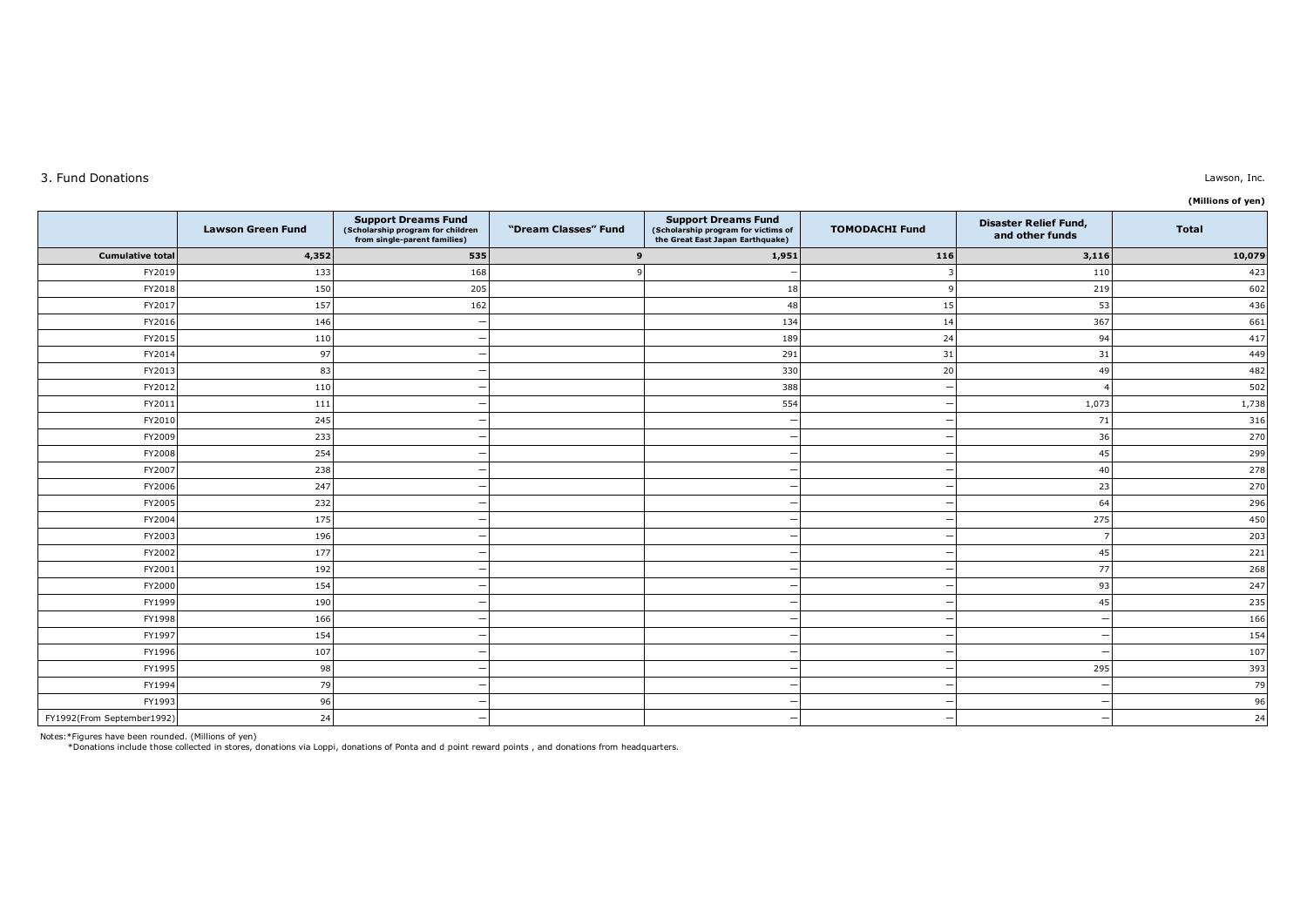## 3. Fund Donations

Lawson, Inc.

**(Millions of yen)**

| | Lawson Green Fund | Support Dreams Fund (Scholarship program for children from single-parent families) | "Dream Classes" Fund | Support Dreams Fund (Scholarship program for victims of the Great East Japan Earthquake) | TOMODACHI Fund | Disaster Relief Fund, and other funds | Total |
|---|---|---|---|---|---|---|---|
| **Cumulative total** | **4,352** | **535** | **9** | **1,951** | **116** | **3,116** | **10,079** |
| FY2019 | 133 | 168 | 9 | – | 3 | 110 | 423 |
| FY2018 | 150 | 205 | | 18 | 9 | 219 | 602 |
| FY2017 | 157 | 162 | | 48 | 15 | 53 | 436 |
| FY2016 | 146 | – | | 134 | 14 | 367 | 661 |
| FY2015 | 110 | – | | 189 | 24 | 94 | 417 |
| FY2014 | 97 | – | | 291 | 31 | 31 | 449 |
| FY2013 | 83 | – | | 330 | 20 | 49 | 482 |
| FY2012 | 110 | – | | 388 | – | 4 | 502 |
| FY2011 | 111 | – | | 554 | – | 1,073 | 1,738 |
| FY2010 | 245 | – | | – | – | 71 | 316 |
| FY2009 | 233 | – | | – | – | 36 | 270 |
| FY2008 | 254 | – | | – | – | 45 | 299 |
| FY2007 | 238 | – | | – | – | 40 | 278 |
| FY2006 | 247 | – | | – | – | 23 | 270 |
| FY2005 | 232 | – | | – | – | 64 | 296 |
| FY2004 | 175 | – | | – | – | 275 | 450 |
| FY2003 | 196 | – | | – | – | 7 | 203 |
| FY2002 | 177 | – | | – | – | 45 | 221 |
| FY2001 | 192 | – | | – | – | 77 | 268 |
| FY2000 | 154 | – | | – | – | 93 | 247 |
| FY1999 | 190 | – | | – | – | 45 | 235 |
| FY1998 | 166 | – | | – | – | – | 166 |
| FY1997 | 154 | – | | – | – | – | 154 |
| FY1996 | 107 | – | | – | – | – | 107 |
| FY1995 | 98 | – | | – | – | 295 | 393 |
| FY1994 | 79 | – | | – | – | – | 79 |
| FY1993 | 96 | – | | – | – | – | 96 |
| FY1992(From September1992) | 24 | – | | – | – | – | 24 |

Notes: *Figures have been rounded. (Millions of yen)
*Donations include those collected in stores, donations via Loppi, donations of Ponta and d point reward points , and donations from headquarters.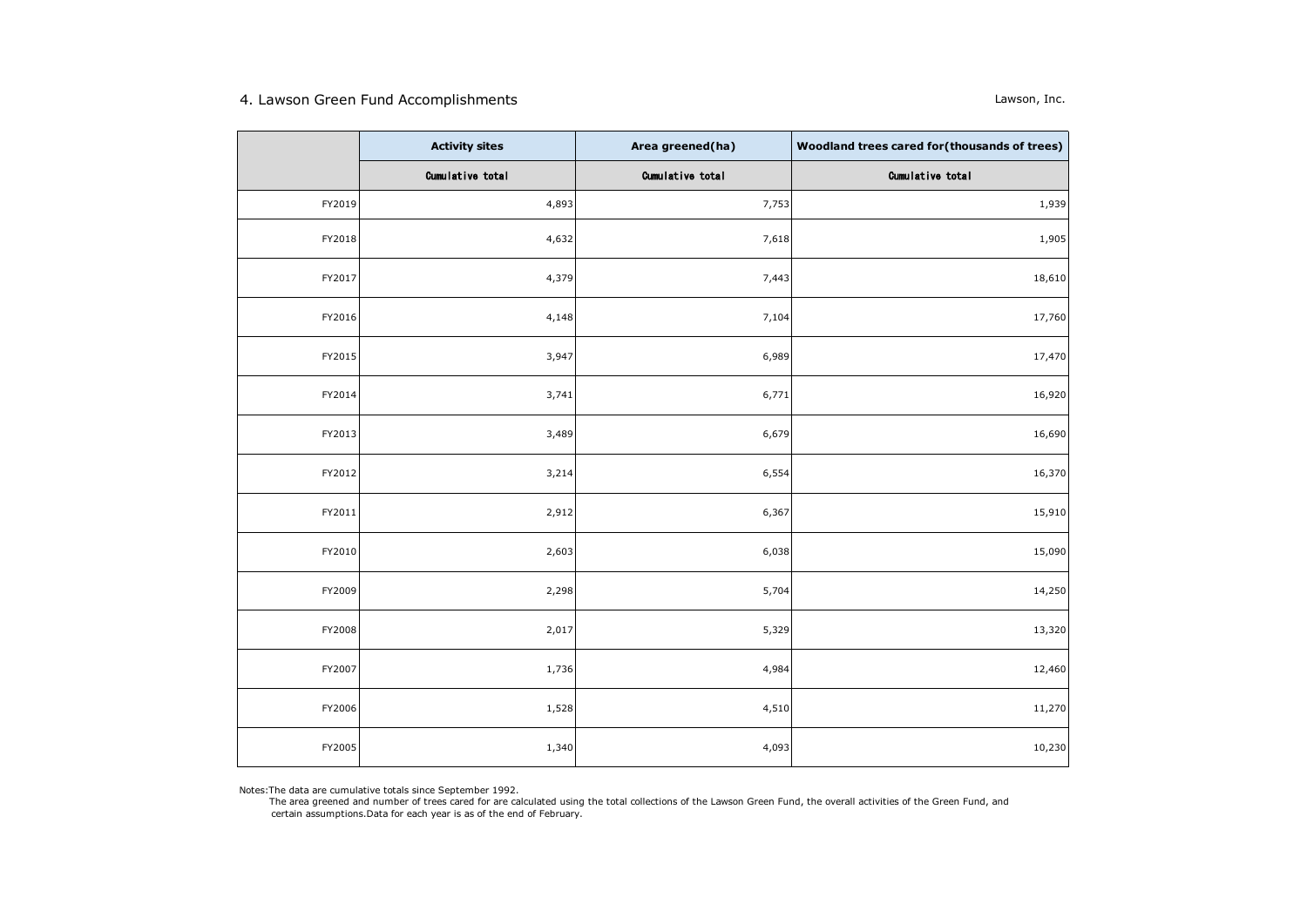## 4. Lawson Green Fund Accomplishments

Lawson, Inc.

| | Activity sites | Area greened(ha) | Woodland trees cared for(thousands of trees) |
|---|---|---|---|
| | Cumulative total | Cumulative total | Cumulative total |
| FY2019 | 4,893 | 7,753 | 1,939 |
| FY2018 | 4,632 | 7,618 | 1,905 |
| FY2017 | 4,379 | 7,443 | 18,610 |
| FY2016 | 4,148 | 7,104 | 17,760 |
| FY2015 | 3,947 | 6,989 | 17,470 |
| FY2014 | 3,741 | 6,771 | 16,920 |
| FY2013 | 3,489 | 6,679 | 16,690 |
| FY2012 | 3,214 | 6,554 | 16,370 |
| FY2011 | 2,912 | 6,367 | 15,910 |
| FY2010 | 2,603 | 6,038 | 15,090 |
| FY2009 | 2,298 | 5,704 | 14,250 |
| FY2008 | 2,017 | 5,329 | 13,320 |
| FY2007 | 1,736 | 4,984 | 12,460 |
| FY2006 | 1,528 | 4,510 | 11,270 |
| FY2005 | 1,340 | 4,093 | 10,230 |

Notes:The data are cumulative totals since September 1992.
The area greened and number of trees cared for are calculated using the total collections of the Lawson Green Fund, the overall activities of the Green Fund, and certain assumptions.Data for each year is as of the end of February.